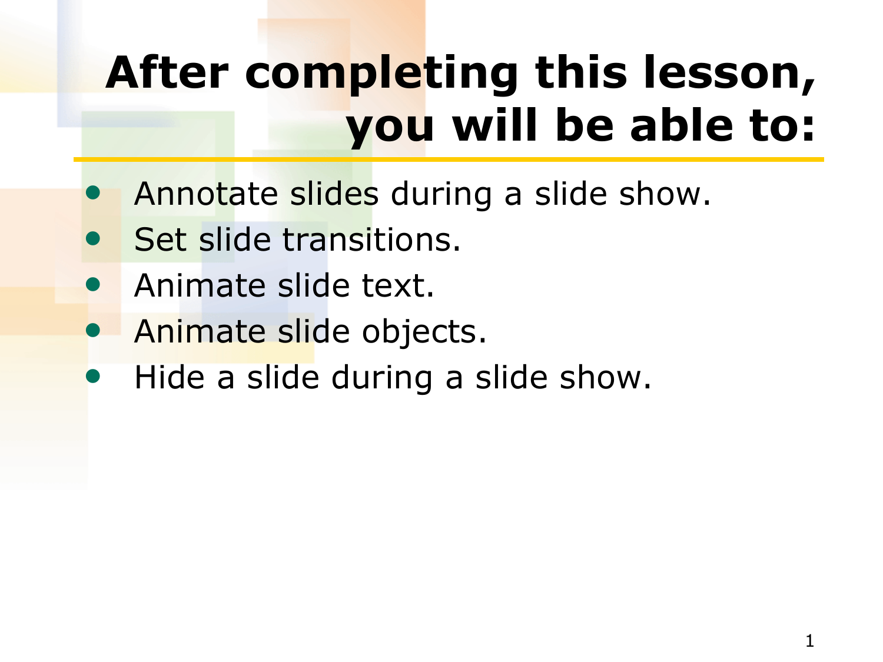# After completing this lesson, you will be able to:

- Annotate slides during a slide show.
- Set slide transitions.
- Animate slide text.
- Animate slide objects.
- Hide a slide during a slide show.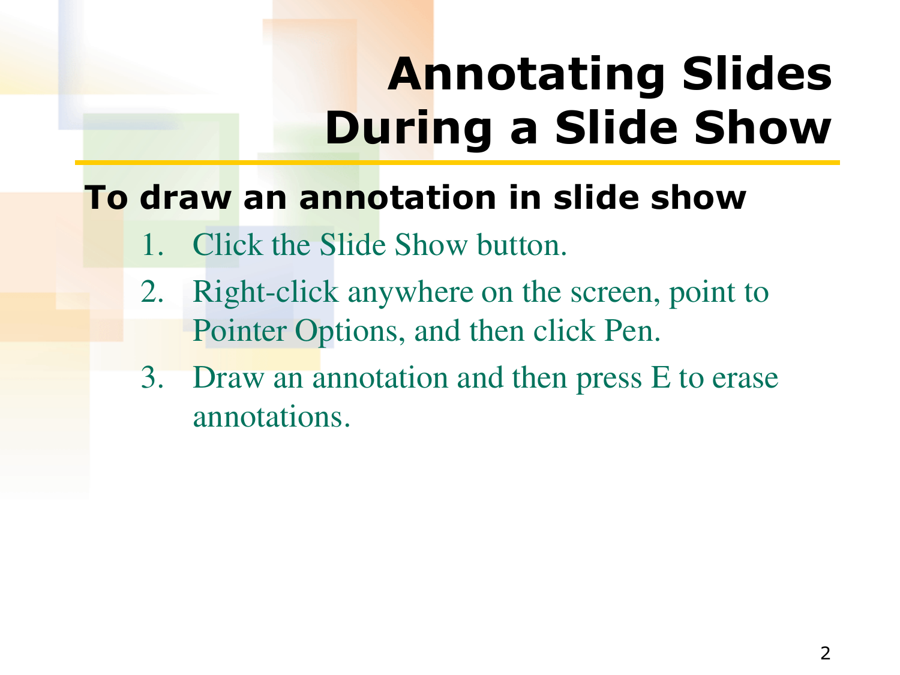# Annotating Slides During a Slide Show

**To draw an annotation in slide show**

1. Click the Slide Show button.
2. Right-click anywhere on the screen, point to Pointer Options, and then click Pen.
3. Draw an annotation and then press E to erase annotations.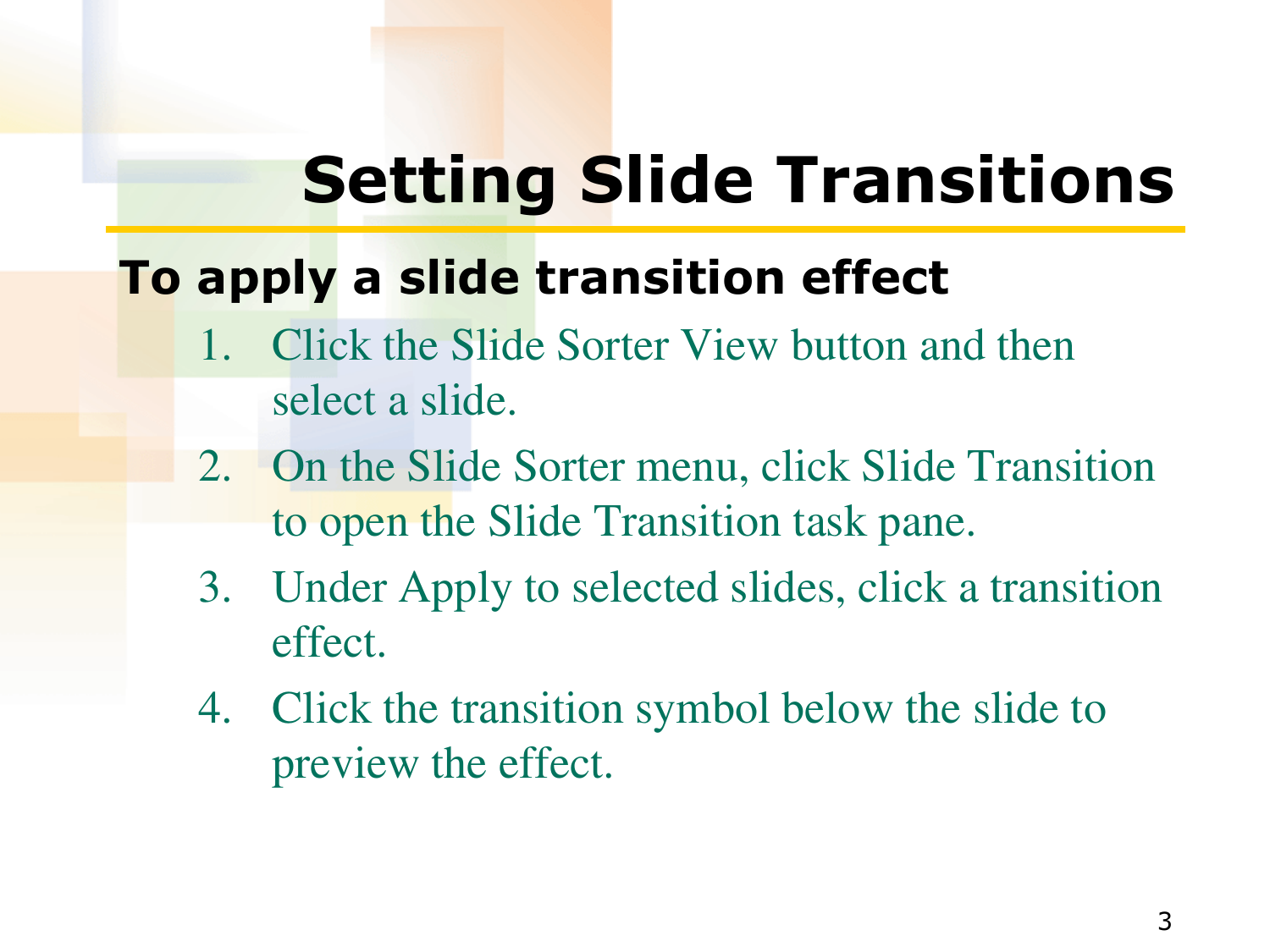# Setting Slide Transitions

## To apply a slide transition effect

1. Click the Slide Sorter View button and then select a slide.
2. On the Slide Sorter menu, click Slide Transition to open the Slide Transition task pane.
3. Under Apply to selected slides, click a transition effect.
4. Click the transition symbol below the slide to preview the effect.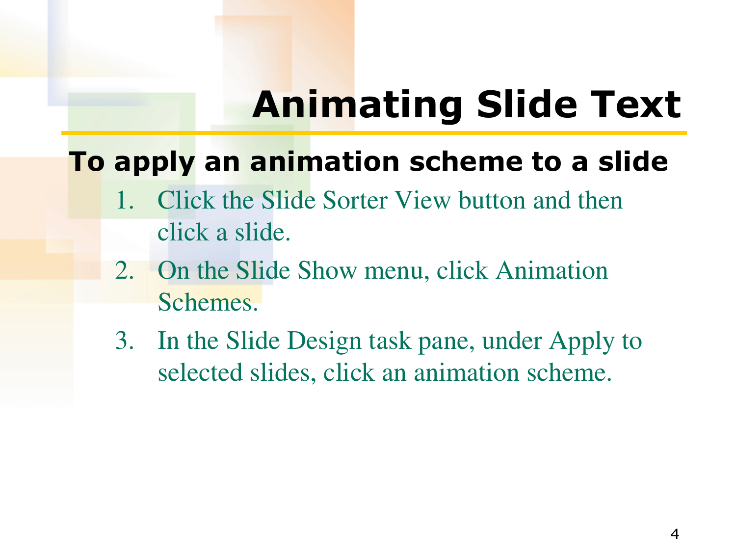# Animating Slide Text

**To apply an animation scheme to a slide**

1. Click the Slide Sorter View button and then click a slide.
2. On the Slide Show menu, click Animation Schemes.
3. In the Slide Design task pane, under Apply to selected slides, click an animation scheme.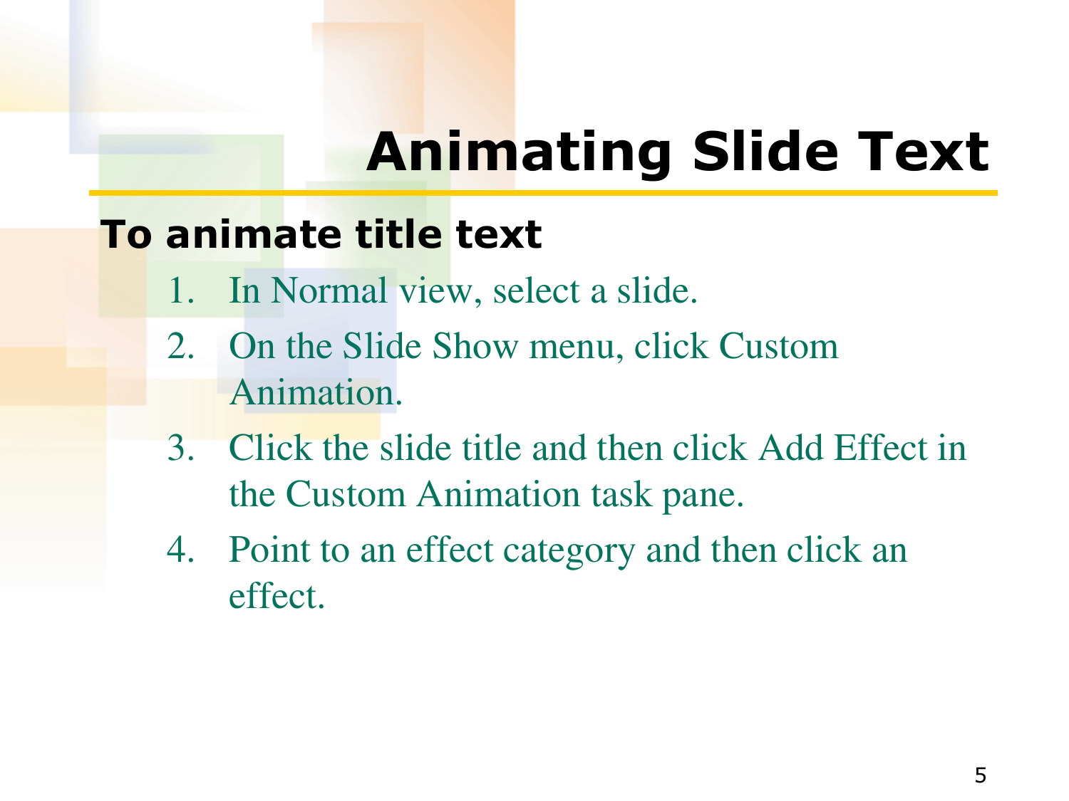# Animating Slide Text

**To animate title text**

1. In Normal view, select a slide.
2. On the Slide Show menu, click Custom Animation.
3. Click the slide title and then click Add Effect in the Custom Animation task pane.
4. Point to an effect category and then click an effect.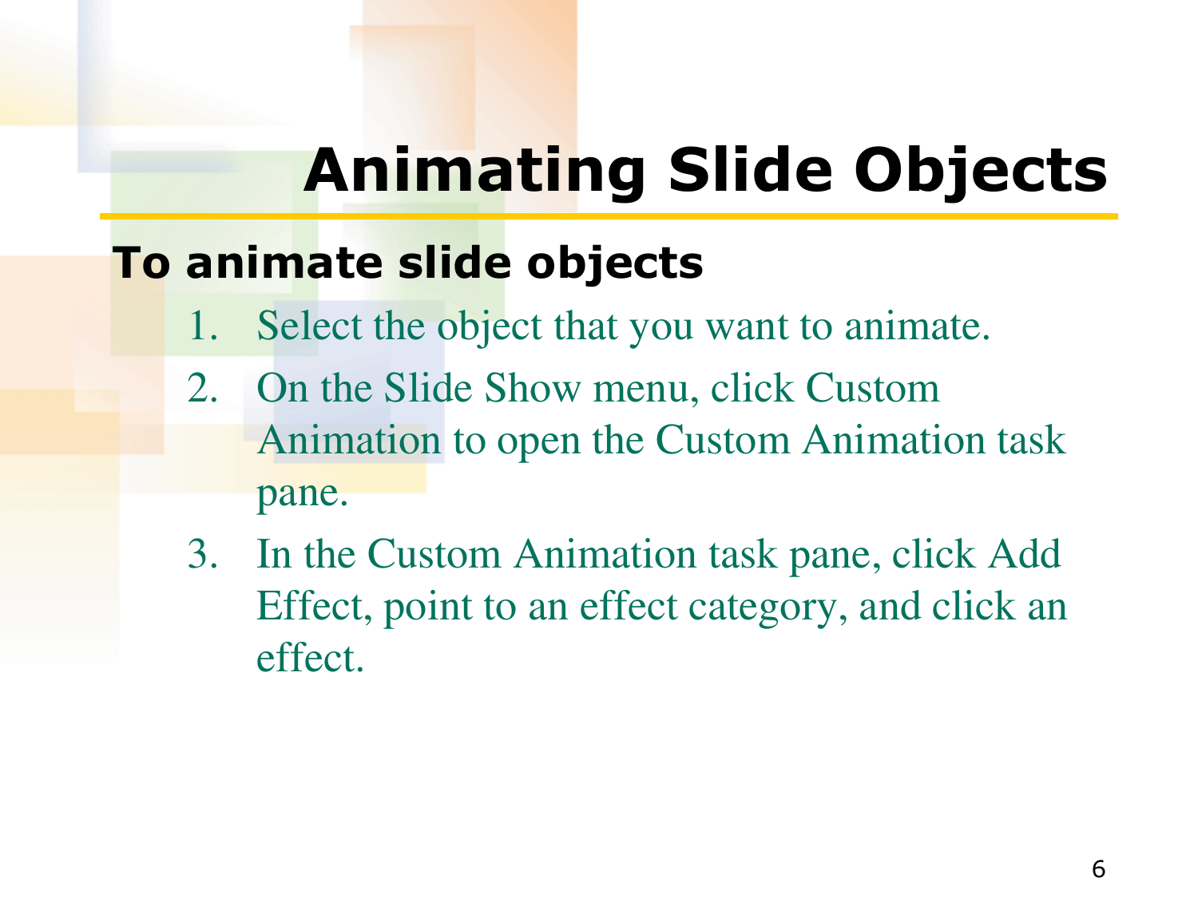# Animating Slide Objects

**To animate slide objects**

1. Select the object that you want to animate.
2. On the Slide Show menu, click Custom Animation to open the Custom Animation task pane.
3. In the Custom Animation task pane, click Add Effect, point to an effect category, and click an effect.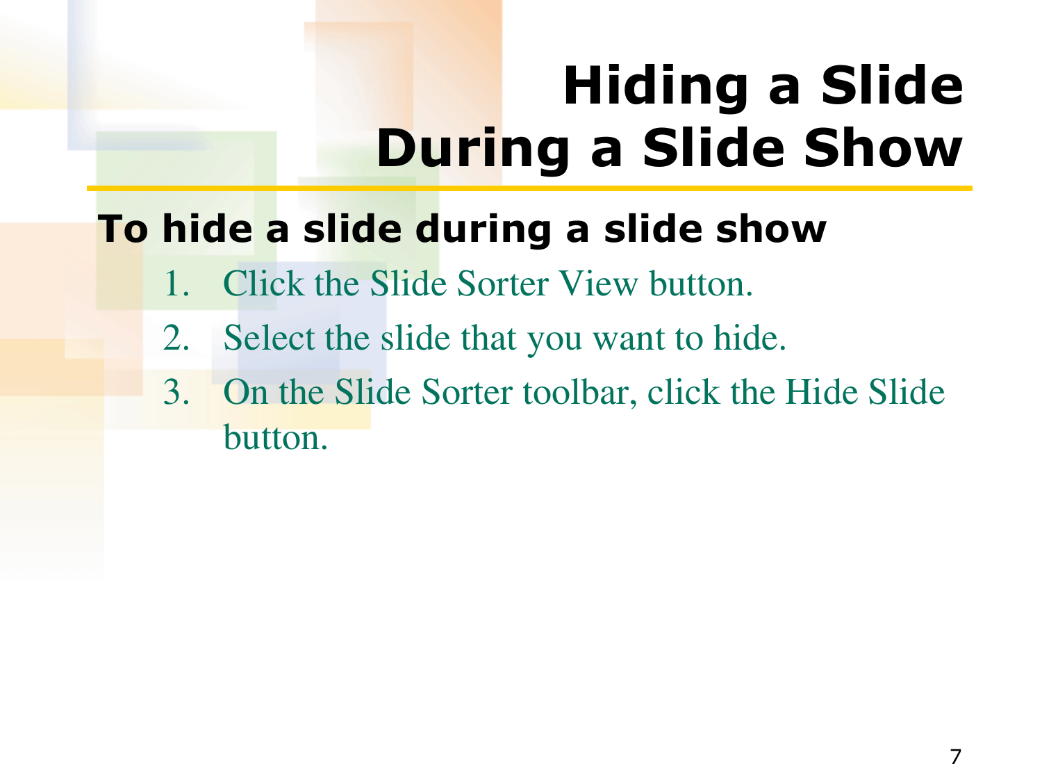# Hiding a Slide During a Slide Show

**To hide a slide during a slide show**

1. Click the Slide Sorter View button.
2. Select the slide that you want to hide.
3. On the Slide Sorter toolbar, click the Hide Slide button.